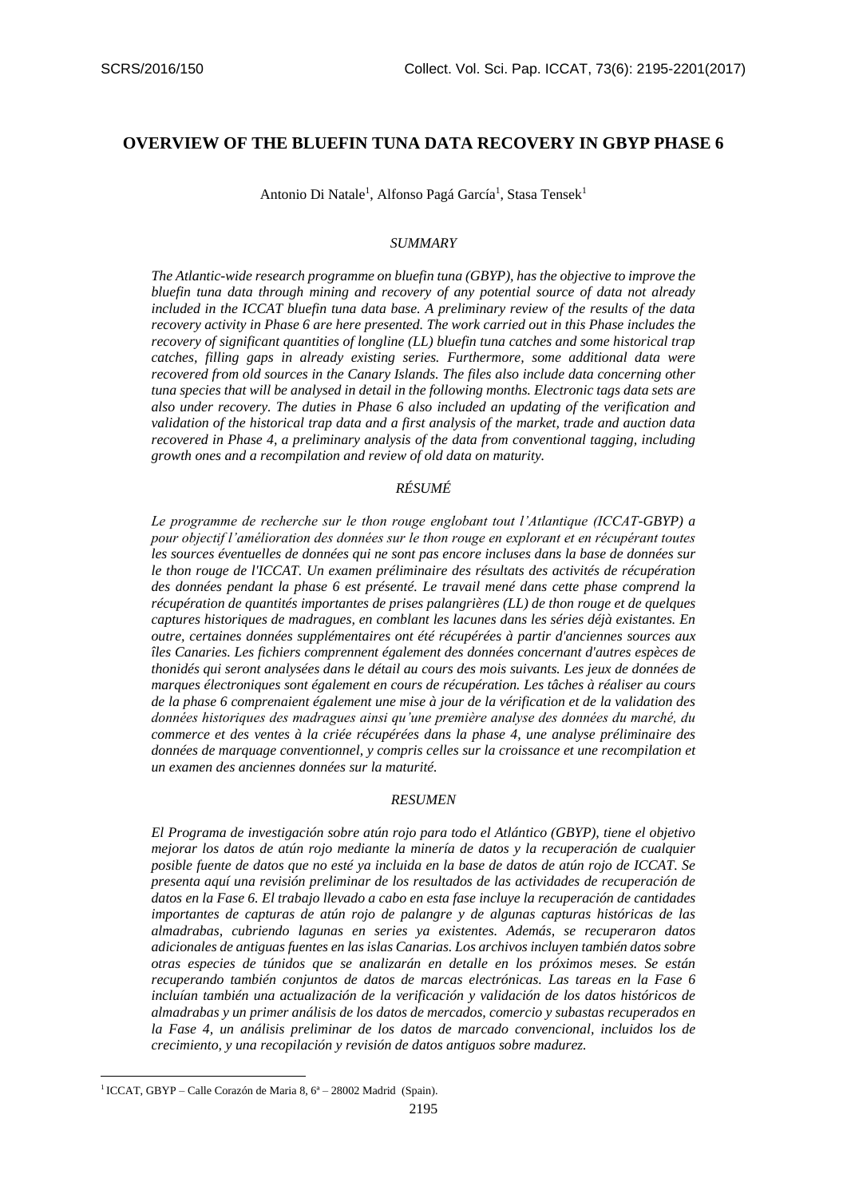# OVERVIEW OF THE BLUEFIN TUNA DATA RECOVERY IN GBYP PHASE 6

Antonio Di Natale[1], Alfonso Pagá García[1], Stasa Tensek[1]

## *SUMMARY*

*The Atlantic-wide research programme on bluefin tuna (GBYP), has the objective to improve the bluefin tuna data through mining and recovery of any potential source of data not already included in the ICCAT bluefin tuna data base. A preliminary review of the results of the data recovery activity in Phase 6 are here presented. The work carried out in this Phase includes the recovery of significant quantities of longline (LL) bluefin tuna catches and some historical trap catches, filling gaps in already existing series. Furthermore, some additional data were recovered from old sources in the Canary Islands. The files also include data concerning other tuna species that will be analysed in detail in the following months. Electronic tags data sets are also under recovery. The duties in Phase 6 also included an updating of the verification and validation of the historical trap data and a first analysis of the market, trade and auction data recovered in Phase 4, a preliminary analysis of the data from conventional tagging, including growth ones and a recompilation and review of old data on maturity.*

## *RÉSUMÉ*

*Le programme de recherche sur le thon rouge englobant tout l'Atlantique (ICCAT-GBYP) a pour objectif l'amélioration des données sur le thon rouge en explorant et en récupérant toutes les sources éventuelles de données qui ne sont pas encore incluses dans la base de données sur le thon rouge de l'ICCAT. Un examen préliminaire des résultats des activités de récupération des données pendant la phase 6 est présenté. Le travail mené dans cette phase comprend la récupération de quantités importantes de prises palangrières (LL) de thon rouge et de quelques captures historiques de madragues, en comblant les lacunes dans les séries déjà existantes. En outre, certaines données supplémentaires ont été récupérées à partir d'anciennes sources aux îles Canaries. Les fichiers comprennent également des données concernant d'autres espèces de thonidés qui seront analysées dans le détail au cours des mois suivants. Les jeux de données de marques électroniques sont également en cours de récupération. Les tâches à réaliser au cours de la phase 6 comprenaient également une mise à jour de la vérification et de la validation des données historiques des madragues ainsi qu'une première analyse des données du marché, du commerce et des ventes à la criée récupérées dans la phase 4, une analyse préliminaire des données de marquage conventionnel, y compris celles sur la croissance et une recompilation et un examen des anciennes données sur la maturité.*

## *RESUMEN*

*El Programa de investigación sobre atún rojo para todo el Atlántico (GBYP), tiene el objetivo mejorar los datos de atún rojo mediante la minería de datos y la recuperación de cualquier posible fuente de datos que no esté ya incluida en la base de datos de atún rojo de ICCAT. Se presenta aquí una revisión preliminar de los resultados de las actividades de recuperación de datos en la Fase 6. El trabajo llevado a cabo en esta fase incluye la recuperación de cantidades importantes de capturas de atún rojo de palangre y de algunas capturas históricas de las almadrabas, cubriendo lagunas en series ya existentes. Además, se recuperaron datos adicionales de antiguas fuentes en las islas Canarias. Los archivos incluyen también datos sobre otras especies de túnidos que se analizarán en detalle en los próximos meses. Se están recuperando también conjuntos de datos de marcas electrónicas. Las tareas en la Fase 6 incluían también una actualización de la verificación y validación de los datos históricos de almadrabas y un primer análisis de los datos de mercados, comercio y subastas recuperados en la Fase 4, un análisis preliminar de los datos de marcado convencional, incluidos los de crecimiento, y una recopilación y revisión de datos antiguos sobre madurez.*

[1] ICCAT, GBYP – Calle Corazón de Maria 8, 6ª – 28002 Madrid (Spain).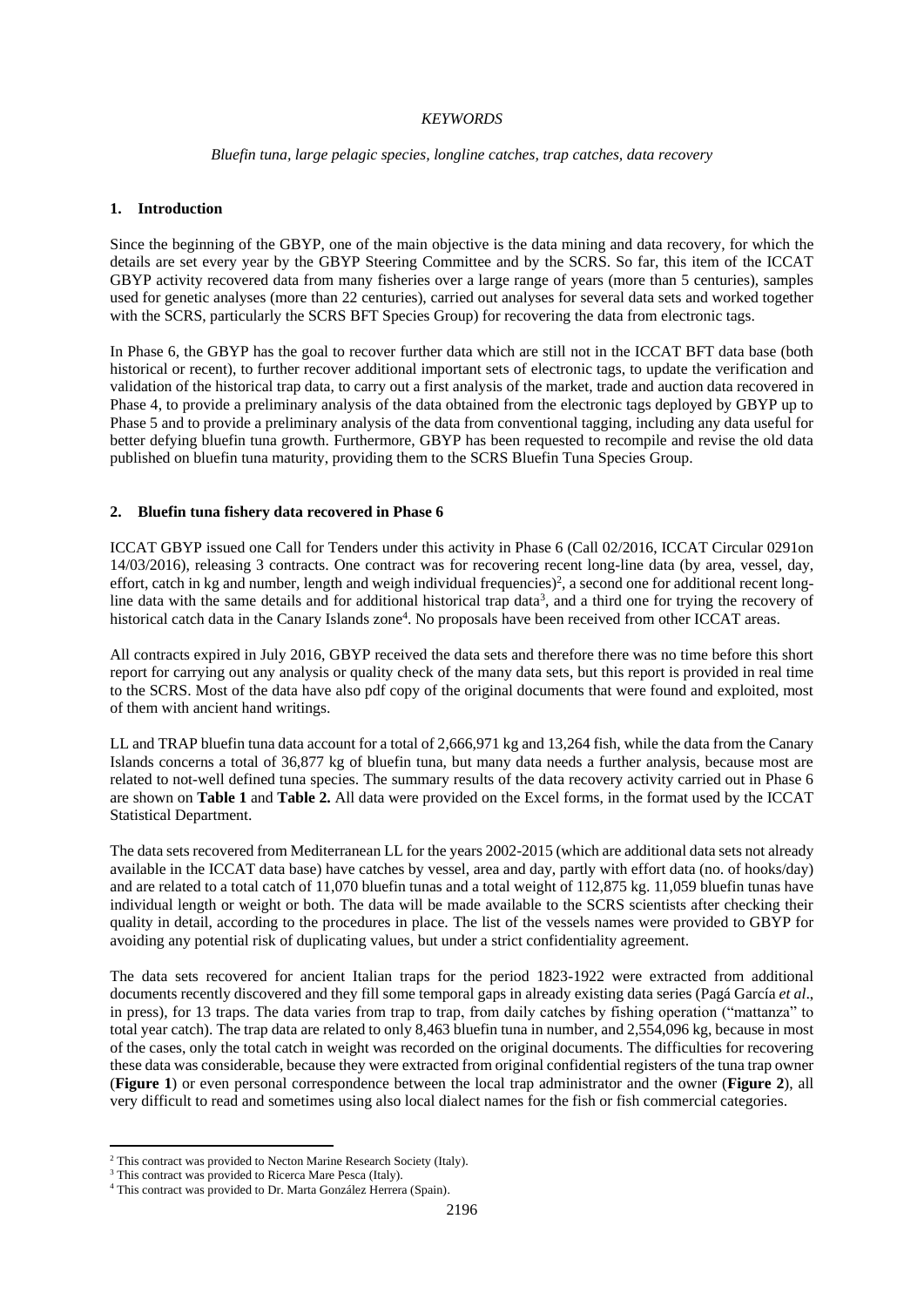*KEYWORDS*

*Bluefin tuna, large pelagic species, longline catches, trap catches, data recovery*

## 1. Introduction

Since the beginning of the GBYP, one of the main objective is the data mining and data recovery, for which the details are set every year by the GBYP Steering Committee and by the SCRS. So far, this item of the ICCAT GBYP activity recovered data from many fisheries over a large range of years (more than 5 centuries), samples used for genetic analyses (more than 22 centuries), carried out analyses for several data sets and worked together with the SCRS, particularly the SCRS BFT Species Group) for recovering the data from electronic tags.

In Phase 6, the GBYP has the goal to recover further data which are still not in the ICCAT BFT data base (both historical or recent), to further recover additional important sets of electronic tags, to update the verification and validation of the historical trap data, to carry out a first analysis of the market, trade and auction data recovered in Phase 4, to provide a preliminary analysis of the data obtained from the electronic tags deployed by GBYP up to Phase 5 and to provide a preliminary analysis of the data from conventional tagging, including any data useful for better defying bluefin tuna growth. Furthermore, GBYP has been requested to recompile and revise the old data published on bluefin tuna maturity, providing them to the SCRS Bluefin Tuna Species Group.

## 2. Bluefin tuna fishery data recovered in Phase 6

ICCAT GBYP issued one Call for Tenders under this activity in Phase 6 (Call 02/2016, ICCAT Circular 0291on 14/03/2016), releasing 3 contracts. One contract was for recovering recent long-line data (by area, vessel, day, effort, catch in kg and number, length and weigh individual frequencies)[2], a second one for additional recent long-line data with the same details and for additional historical trap data[3], and a third one for trying the recovery of historical catch data in the Canary Islands zone[4]. No proposals have been received from other ICCAT areas.

All contracts expired in July 2016, GBYP received the data sets and therefore there was no time before this short report for carrying out any analysis or quality check of the many data sets, but this report is provided in real time to the SCRS. Most of the data have also pdf copy of the original documents that were found and exploited, most of them with ancient hand writings.

LL and TRAP bluefin tuna data account for a total of 2,666,971 kg and 13,264 fish, while the data from the Canary Islands concerns a total of 36,877 kg of bluefin tuna, but many data needs a further analysis, because most are related to not-well defined tuna species. The summary results of the data recovery activity carried out in Phase 6 are shown on **Table 1** and **Table 2.** All data were provided on the Excel forms, in the format used by the ICCAT Statistical Department.

The data sets recovered from Mediterranean LL for the years 2002-2015 (which are additional data sets not already available in the ICCAT data base) have catches by vessel, area and day, partly with effort data (no. of hooks/day) and are related to a total catch of 11,070 bluefin tunas and a total weight of 112,875 kg. 11,059 bluefin tunas have individual length or weight or both. The data will be made available to the SCRS scientists after checking their quality in detail, according to the procedures in place. The list of the vessels names were provided to GBYP for avoiding any potential risk of duplicating values, but under a strict confidentiality agreement.

The data sets recovered for ancient Italian traps for the period 1823-1922 were extracted from additional documents recently discovered and they fill some temporal gaps in already existing data series (Pagá García *et al*., in press), for 13 traps. The data varies from trap to trap, from daily catches by fishing operation ("mattanza" to total year catch). The trap data are related to only 8,463 bluefin tuna in number, and 2,554,096 kg, because in most of the cases, only the total catch in weight was recorded on the original documents. The difficulties for recovering these data was considerable, because they were extracted from original confidential registers of the tuna trap owner (**Figure 1**) or even personal correspondence between the local trap administrator and the owner (**Figure 2**), all very difficult to read and sometimes using also local dialect names for the fish or fish commercial categories.

[2] This contract was provided to Necton Marine Research Society (Italy).
[3] This contract was provided to Ricerca Mare Pesca (Italy).
[4] This contract was provided to Dr. Marta González Herrera (Spain).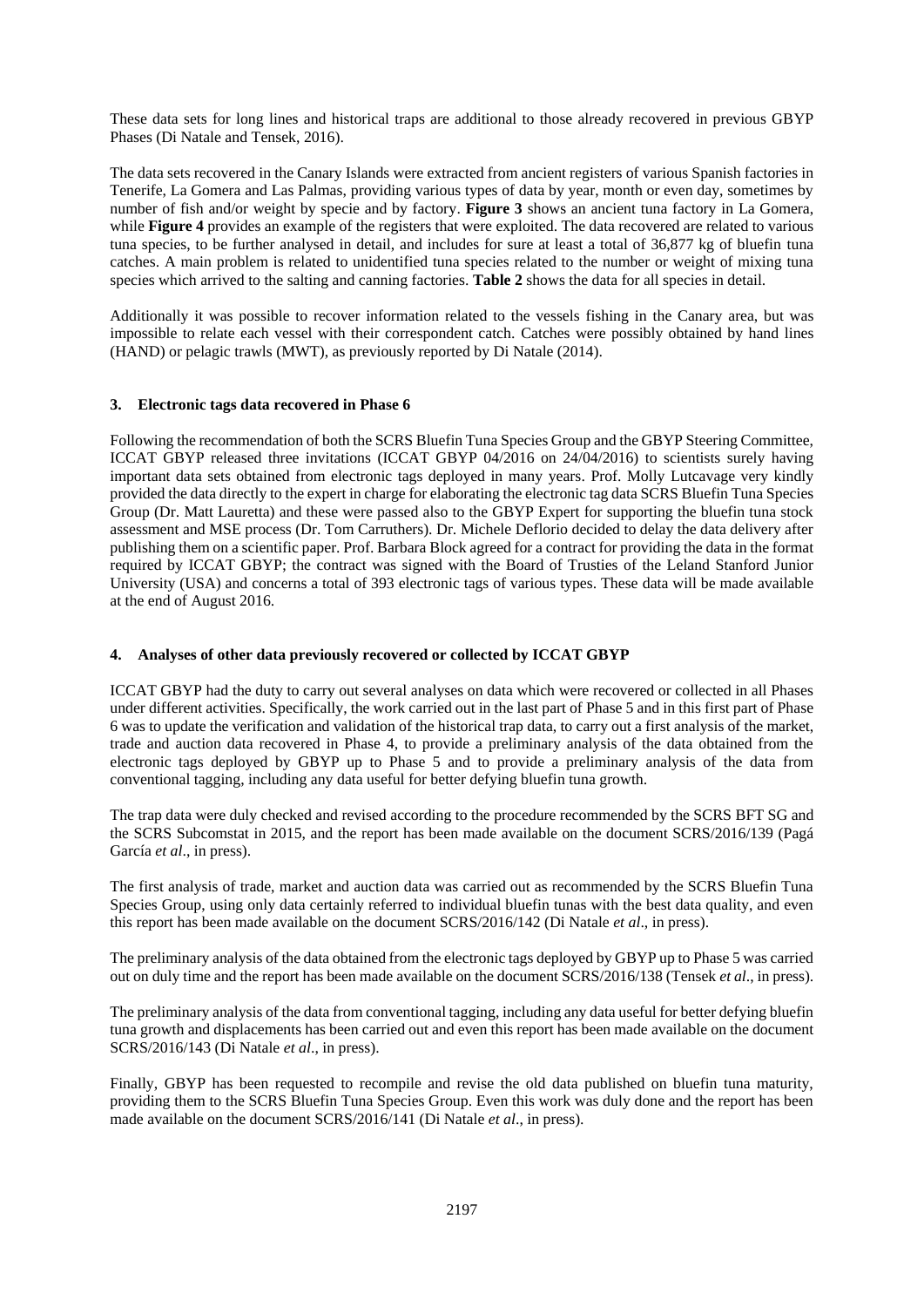These data sets for long lines and historical traps are additional to those already recovered in previous GBYP Phases (Di Natale and Tensek, 2016).

The data sets recovered in the Canary Islands were extracted from ancient registers of various Spanish factories in Tenerife, La Gomera and Las Palmas, providing various types of data by year, month or even day, sometimes by number of fish and/or weight by specie and by factory. **Figure 3** shows an ancient tuna factory in La Gomera, while **Figure 4** provides an example of the registers that were exploited. The data recovered are related to various tuna species, to be further analysed in detail, and includes for sure at least a total of 36,877 kg of bluefin tuna catches. A main problem is related to unidentified tuna species related to the number or weight of mixing tuna species which arrived to the salting and canning factories. **Table 2** shows the data for all species in detail.

Additionally it was possible to recover information related to the vessels fishing in the Canary area, but was impossible to relate each vessel with their correspondent catch. Catches were possibly obtained by hand lines (HAND) or pelagic trawls (MWT), as previously reported by Di Natale (2014).

## 3. Electronic tags data recovered in Phase 6

Following the recommendation of both the SCRS Bluefin Tuna Species Group and the GBYP Steering Committee, ICCAT GBYP released three invitations (ICCAT GBYP 04/2016 on 24/04/2016) to scientists surely having important data sets obtained from electronic tags deployed in many years. Prof. Molly Lutcavage very kindly provided the data directly to the expert in charge for elaborating the electronic tag data SCRS Bluefin Tuna Species Group (Dr. Matt Lauretta) and these were passed also to the GBYP Expert for supporting the bluefin tuna stock assessment and MSE process (Dr. Tom Carruthers). Dr. Michele Deflorio decided to delay the data delivery after publishing them on a scientific paper. Prof. Barbara Block agreed for a contract for providing the data in the format required by ICCAT GBYP; the contract was signed with the Board of Trusties of the Leland Stanford Junior University (USA) and concerns a total of 393 electronic tags of various types. These data will be made available at the end of August 2016.

## 4. Analyses of other data previously recovered or collected by ICCAT GBYP

ICCAT GBYP had the duty to carry out several analyses on data which were recovered or collected in all Phases under different activities. Specifically, the work carried out in the last part of Phase 5 and in this first part of Phase 6 was to update the verification and validation of the historical trap data, to carry out a first analysis of the market, trade and auction data recovered in Phase 4, to provide a preliminary analysis of the data obtained from the electronic tags deployed by GBYP up to Phase 5 and to provide a preliminary analysis of the data from conventional tagging, including any data useful for better defying bluefin tuna growth.

The trap data were duly checked and revised according to the procedure recommended by the SCRS BFT SG and the SCRS Subcomstat in 2015, and the report has been made available on the document SCRS/2016/139 (Pagá García *et al*., in press).

The first analysis of trade, market and auction data was carried out as recommended by the SCRS Bluefin Tuna Species Group, using only data certainly referred to individual bluefin tunas with the best data quality, and even this report has been made available on the document SCRS/2016/142 (Di Natale *et al*., in press).

The preliminary analysis of the data obtained from the electronic tags deployed by GBYP up to Phase 5 was carried out on duly time and the report has been made available on the document SCRS/2016/138 (Tensek *et al*., in press).

The preliminary analysis of the data from conventional tagging, including any data useful for better defying bluefin tuna growth and displacements has been carried out and even this report has been made available on the document SCRS/2016/143 (Di Natale *et al*., in press).

Finally, GBYP has been requested to recompile and revise the old data published on bluefin tuna maturity, providing them to the SCRS Bluefin Tuna Species Group. Even this work was duly done and the report has been made available on the document SCRS/2016/141 (Di Natale *et al*., in press).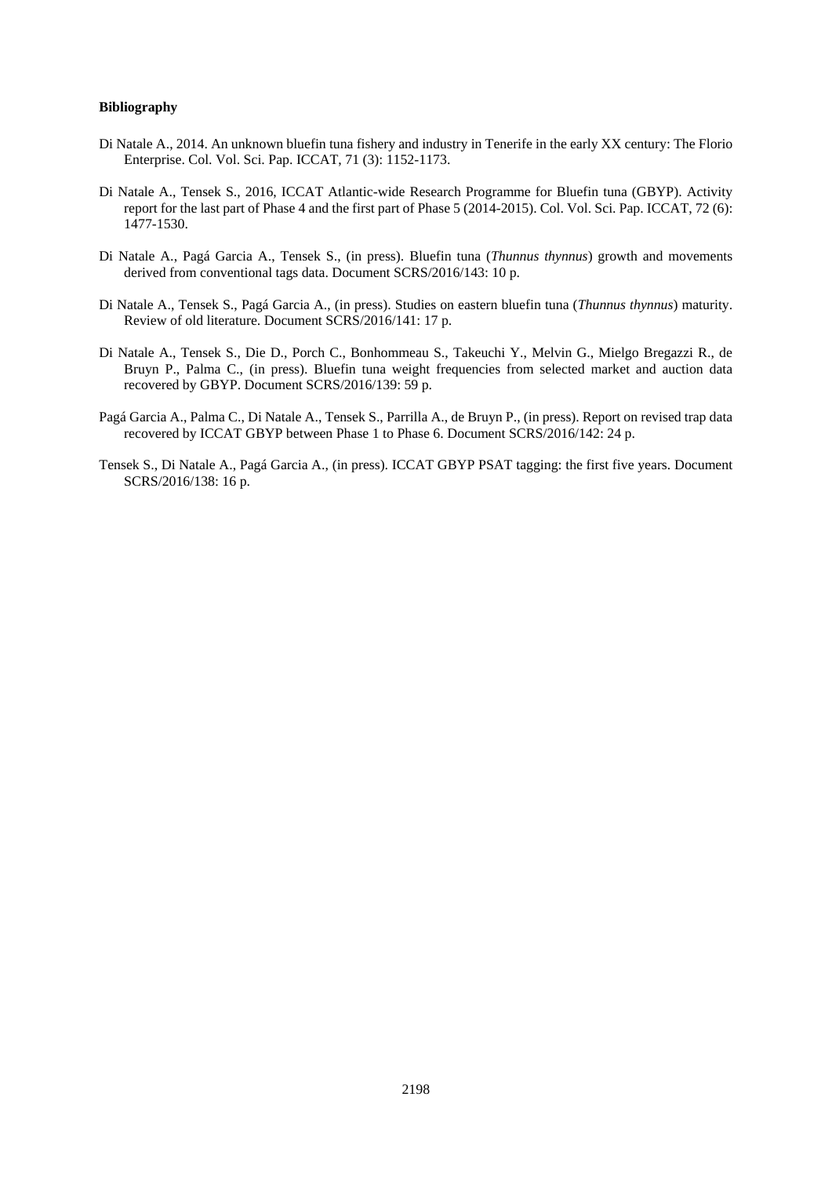**Bibliography**

Di Natale A., 2014. An unknown bluefin tuna fishery and industry in Tenerife in the early XX century: The Florio Enterprise. Col. Vol. Sci. Pap. ICCAT, 71 (3): 1152-1173.

Di Natale A., Tensek S., 2016, ICCAT Atlantic-wide Research Programme for Bluefin tuna (GBYP). Activity report for the last part of Phase 4 and the first part of Phase 5 (2014-2015). Col. Vol. Sci. Pap. ICCAT, 72 (6): 1477-1530.

Di Natale A., Pagá Garcia A., Tensek S., (in press). Bluefin tuna (*Thunnus thynnus*) growth and movements derived from conventional tags data. Document SCRS/2016/143: 10 p.

Di Natale A., Tensek S., Pagá Garcia A., (in press). Studies on eastern bluefin tuna (*Thunnus thynnus*) maturity. Review of old literature. Document SCRS/2016/141: 17 p.

Di Natale A., Tensek S., Die D., Porch C., Bonhommeau S., Takeuchi Y., Melvin G., Mielgo Bregazzi R., de Bruyn P., Palma C., (in press). Bluefin tuna weight frequencies from selected market and auction data recovered by GBYP. Document SCRS/2016/139: 59 p.

Pagá Garcia A., Palma C., Di Natale A., Tensek S., Parrilla A., de Bruyn P., (in press). Report on revised trap data recovered by ICCAT GBYP between Phase 1 to Phase 6. Document SCRS/2016/142: 24 p.

Tensek S., Di Natale A., Pagá Garcia A., (in press). ICCAT GBYP PSAT tagging: the first five years. Document SCRS/2016/138: 16 p.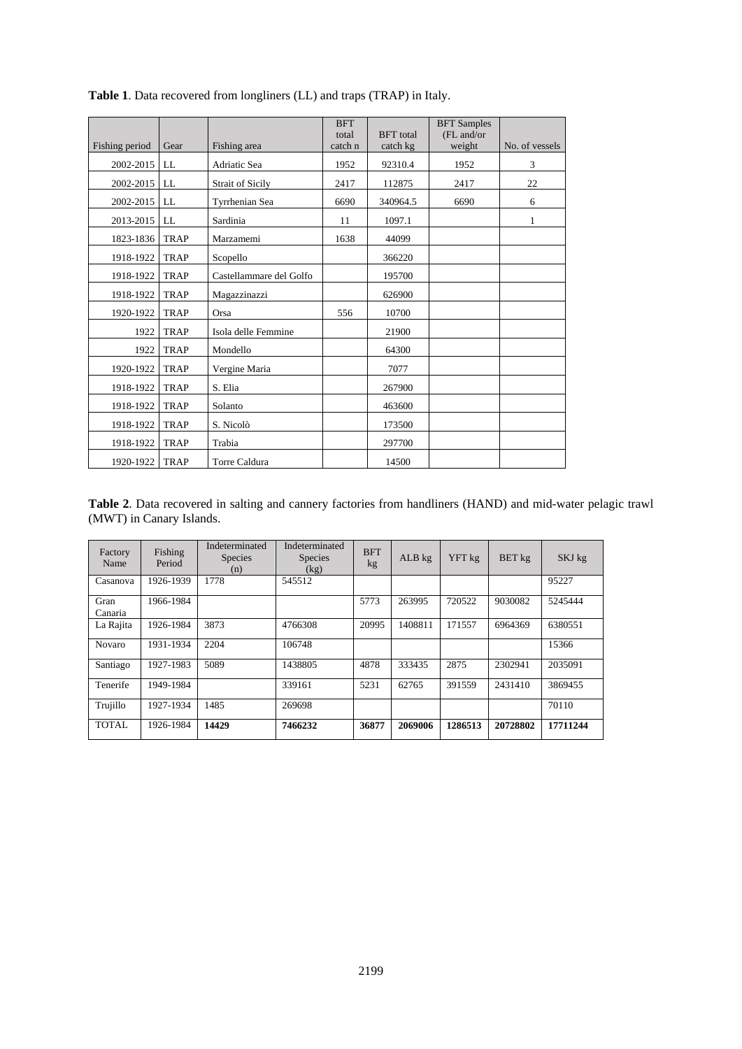**Table 1**. Data recovered from longliners (LL) and traps (TRAP) in Italy.

| Fishing period | Gear | Fishing area | BFT total catch n | BFT total catch kg | BFT Samples (FL and/or weight | No. of vessels |
|---|---|---|---|---|---|---|
| 2002-2015 | LL | Adriatic Sea | 1952 | 92310.4 | 1952 | 3 |
| 2002-2015 | LL | Strait of Sicily | 2417 | 112875 | 2417 | 22 |
| 2002-2015 | LL | Tyrrhenian Sea | 6690 | 340964.5 | 6690 | 6 |
| 2013-2015 | LL | Sardinia | 11 | 1097.1 | | 1 |
| 1823-1836 | TRAP | Marzamemi | 1638 | 44099 | | |
| 1918-1922 | TRAP | Scopello | | 366220 | | |
| 1918-1922 | TRAP | Castellammare del Golfo | | 195700 | | |
| 1918-1922 | TRAP | Magazzinazzi | | 626900 | | |
| 1920-1922 | TRAP | Orsa | 556 | 10700 | | |
| 1922 | TRAP | Isola delle Femmine | | 21900 | | |
| 1922 | TRAP | Mondello | | 64300 | | |
| 1920-1922 | TRAP | Vergine Maria | | 7077 | | |
| 1918-1922 | TRAP | S. Elia | | 267900 | | |
| 1918-1922 | TRAP | Solanto | | 463600 | | |
| 1918-1922 | TRAP | S. Nicolò | | 173500 | | |
| 1918-1922 | TRAP | Trabia | | 297700 | | |
| 1920-1922 | TRAP | Torre Caldura | | 14500 | | |

**Table 2**. Data recovered in salting and cannery factories from handliners (HAND) and mid-water pelagic trawl (MWT) in Canary Islands.

| Factory Name | Fishing Period | Indeterminated Species (n) | Indeterminated Species (kg) | BFT kg | ALB kg | YFT kg | BET kg | SKJ kg |
|---|---|---|---|---|---|---|---|---|
| Casanova | 1926-1939 | 1778 | 545512 | | | | | 95227 |
| Gran Canaria | 1966-1984 | | | 5773 | 263995 | 720522 | 9030082 | 5245444 |
| La Rajita | 1926-1984 | 3873 | 4766308 | 20995 | 1408811 | 171557 | 6964369 | 6380551 |
| Novaro | 1931-1934 | 2204 | 106748 | | | | | 15366 |
| Santiago | 1927-1983 | 5089 | 1438805 | 4878 | 333435 | 2875 | 2302941 | 2035091 |
| Tenerife | 1949-1984 | | 339161 | 5231 | 62765 | 391559 | 2431410 | 3869455 |
| Trujillo | 1927-1934 | 1485 | 269698 | | | | | 70110 |
| TOTAL | 1926-1984 | **14429** | **7466232** | **36877** | **2069006** | **1286513** | **20728802** | **17711244** |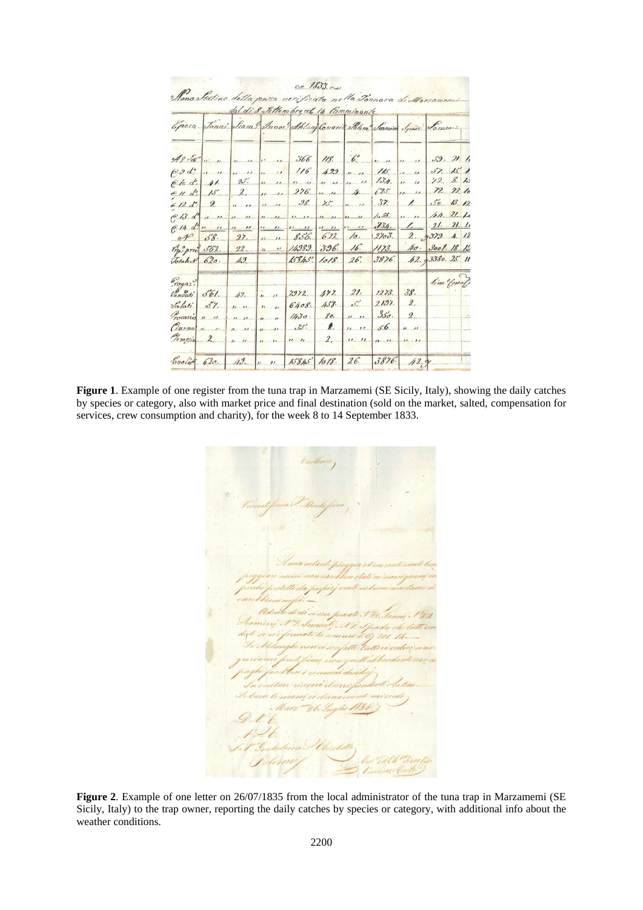**Figure 1**. Example of one register from the tuna trap in Marzamemi (SE Sicily, Italy), showing the daily catches by species or category, also with market price and final destination (sold on the market, salted, compensation for services, crew consumption and charity), for the week 8 to 14 September 1833.

**Figure 2**. Example of one letter on 26/07/1835 from the local administrator of the tuna trap in Marzamemi (SE Sicily, Italy) to the trap owner, reporting the daily catches by species or category, with additional info about the weather conditions.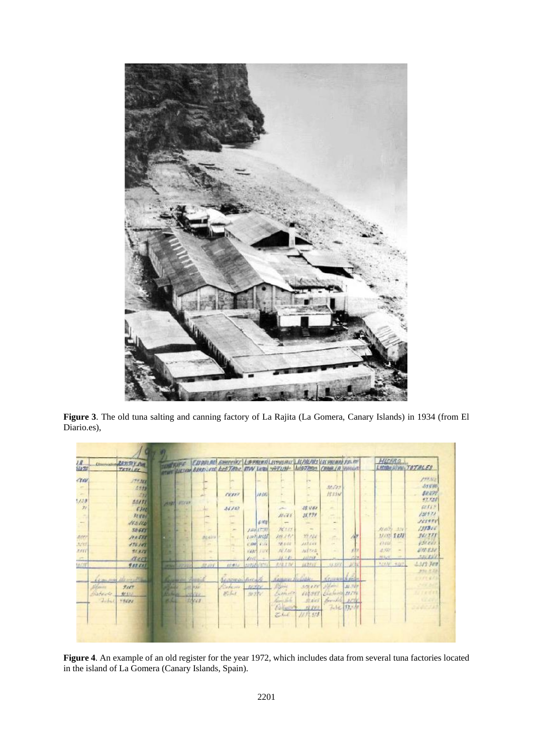**Figure 3**. The old tuna salting and canning factory of La Rajita (La Gomera, Canary Islands) in 1934 (from El Diario.es),

**Figure 4**. An example of an old register for the year 1972, which includes data from several tuna factories located in the island of La Gomera (Canary Islands, Spain).